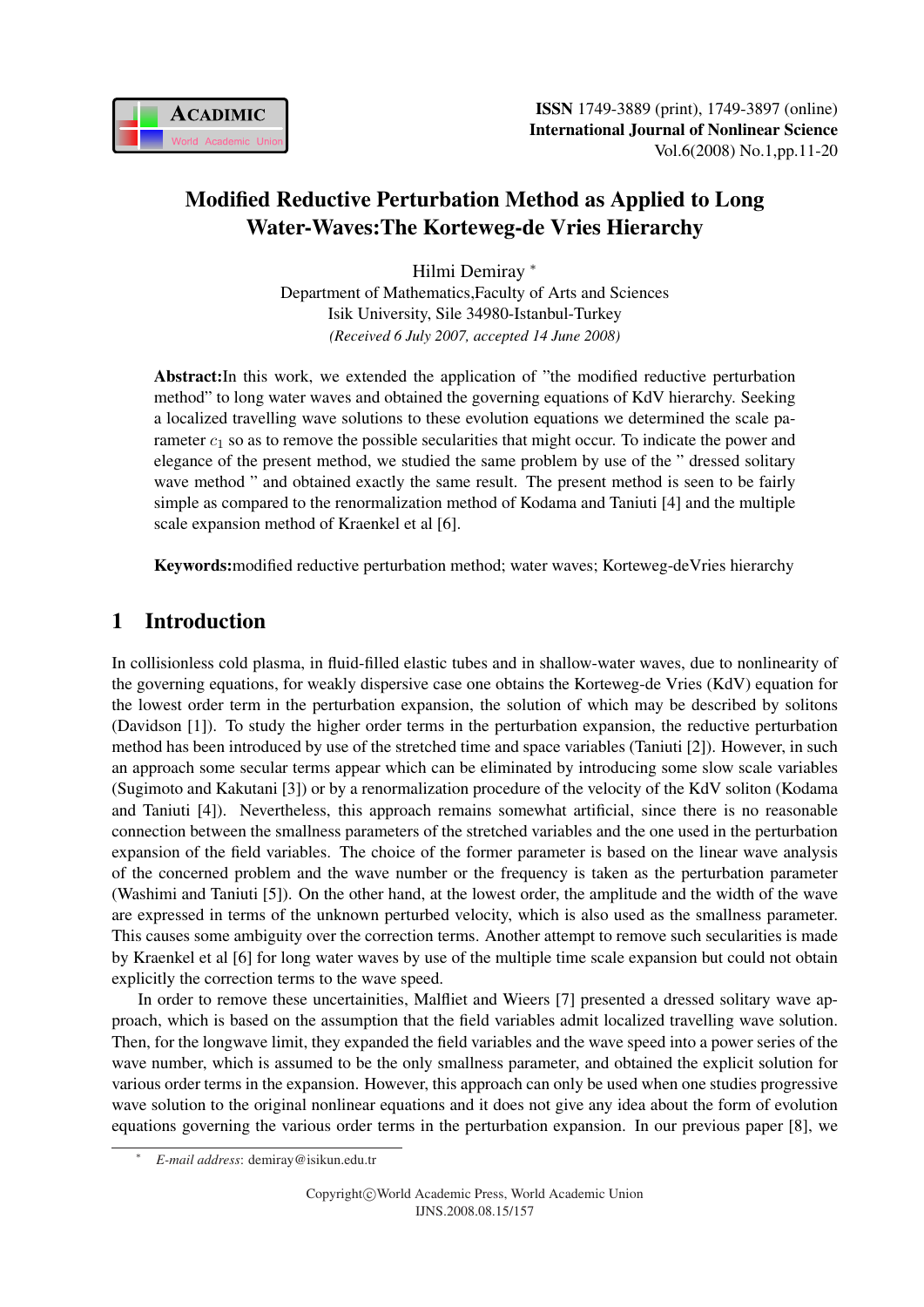# Modified Reductive Perturbation Method as Applied to Long Water-Waves:The Korteweg-de Vries Hierarchy

Hilmi Demiray *

Department of Mathematics,Faculty of Arts and Sciences
Isik University, Sile 34980-Istanbul-Turkey

*(Received 6 July 2007, accepted 14 June 2008)*

**Abstract:**In this work, we extended the application of "the modified reductive perturbation method" to long water waves and obtained the governing equations of KdV hierarchy. Seeking a localized travelling wave solutions to these evolution equations we determined the scale parameter $c_1$ so as to remove the possible secularities that might occur. To indicate the power and elegance of the present method, we studied the same problem by use of the " dressed solitary wave method " and obtained exactly the same result. The present method is seen to be fairly simple as compared to the renormalization method of Kodama and Taniuti [4] and the multiple scale expansion method of Kraenkel et al [6].

**Keywords:**modified reductive perturbation method; water waves; Korteweg-deVries hierarchy

## 1 Introduction

In collisionless cold plasma, in fluid-filled elastic tubes and in shallow-water waves, due to nonlinearity of the governing equations, for weakly dispersive case one obtains the Korteweg-de Vries (KdV) equation for the lowest order term in the perturbation expansion, the solution of which may be described by solitons (Davidson [1]). To study the higher order terms in the perturbation expansion, the reductive perturbation method has been introduced by use of the stretched time and space variables (Taniuti [2]). However, in such an approach some secular terms appear which can be eliminated by introducing some slow scale variables (Sugimoto and Kakutani [3]) or by a renormalization procedure of the velocity of the KdV soliton (Kodama and Taniuti [4]). Nevertheless, this approach remains somewhat artificial, since there is no reasonable connection between the smallness parameters of the stretched variables and the one used in the perturbation expansion of the field variables. The choice of the former parameter is based on the linear wave analysis of the concerned problem and the wave number or the frequency is taken as the perturbation parameter (Washimi and Taniuti [5]). On the other hand, at the lowest order, the amplitude and the width of the wave are expressed in terms of the unknown perturbed velocity, which is also used as the smallness parameter. This causes some ambiguity over the correction terms. Another attempt to remove such secularities is made by Kraenkel et al [6] for long water waves by use of the multiple time scale expansion but could not obtain explicitly the correction terms to the wave speed.

In order to remove these uncertainities, Malfliet and Wieers [7] presented a dressed solitary wave approach, which is based on the assumption that the field variables admit localized travelling wave solution. Then, for the longwave limit, they expanded the field variables and the wave speed into a power series of the wave number, which is assumed to be the only smallness parameter, and obtained the explicit solution for various order terms in the expansion. However, this approach can only be used when one studies progressive wave solution to the original nonlinear equations and it does not give any idea about the form of evolution equations governing the various order terms in the perturbation expansion. In our previous paper [8], we

* *E-mail address*: demiray@isikun.edu.tr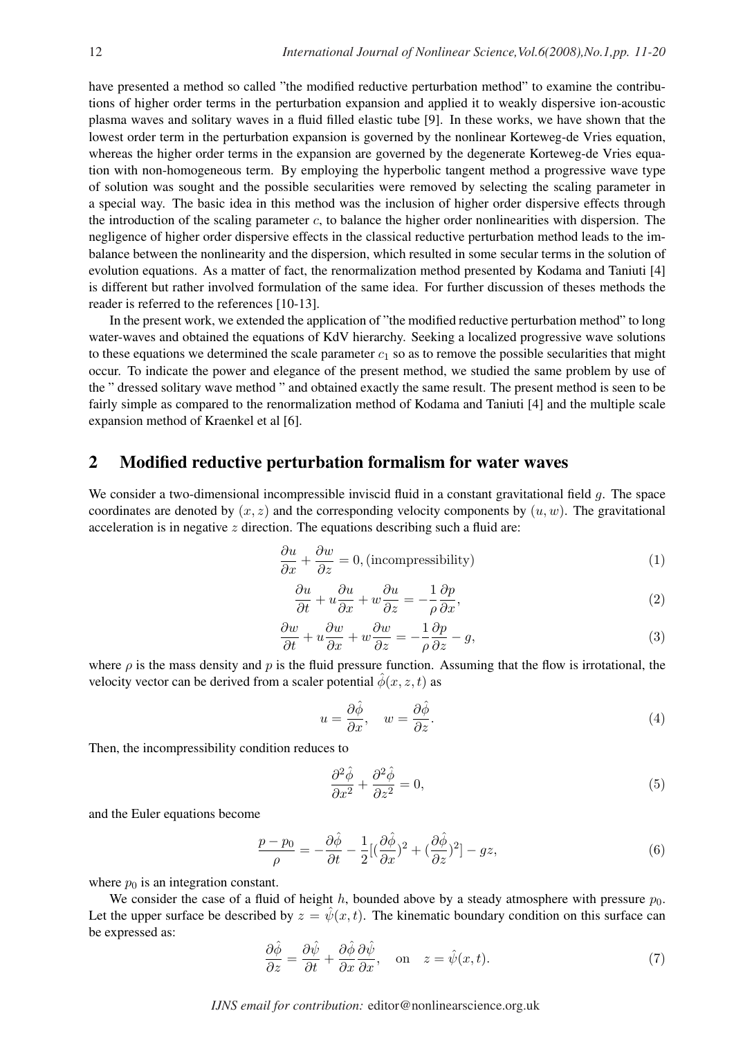have presented a method so called "the modified reductive perturbation method" to examine the contributions of higher order terms in the perturbation expansion and applied it to weakly dispersive ion-acoustic plasma waves and solitary waves in a fluid filled elastic tube [9]. In these works, we have shown that the lowest order term in the perturbation expansion is governed by the nonlinear Korteweg-de Vries equation, whereas the higher order terms in the expansion are governed by the degenerate Korteweg-de Vries equation with non-homogeneous term. By employing the hyperbolic tangent method a progressive wave type of solution was sought and the possible secularities were removed by selecting the scaling parameter in a special way. The basic idea in this method was the inclusion of higher order dispersive effects through the introduction of the scaling parameter $c$, to balance the higher order nonlinearities with dispersion. The negligence of higher order dispersive effects in the classical reductive perturbation method leads to the imbalance between the nonlinearity and the dispersion, which resulted in some secular terms in the solution of evolution equations. As a matter of fact, the renormalization method presented by Kodama and Taniuti [4] is different but rather involved formulation of the same idea. For further discussion of theses methods the reader is referred to the references [10-13].

In the present work, we extended the application of "the modified reductive perturbation method" to long water-waves and obtained the equations of KdV hierarchy. Seeking a localized progressive wave solutions to these equations we determined the scale parameter $c_1$ so as to remove the possible secularities that might occur. To indicate the power and elegance of the present method, we studied the same problem by use of the " dressed solitary wave method " and obtained exactly the same result. The present method is seen to be fairly simple as compared to the renormalization method of Kodama and Taniuti [4] and the multiple scale expansion method of Kraenkel et al [6].

## 2 Modified reductive perturbation formalism for water waves

We consider a two-dimensional incompressible inviscid fluid in a constant gravitational field $g$. The space coordinates are denoted by $(x, z)$ and the corresponding velocity components by $(u, w)$. The gravitational acceleration is in negative $z$ direction. The equations describing such a fluid are:

$$\frac{\partial u}{\partial x} + \frac{\partial w}{\partial z} = 0, (\text{incompressibility}) \tag{1}$$

$$\frac{\partial u}{\partial t} + u\frac{\partial u}{\partial x} + w\frac{\partial u}{\partial z} = -\frac{1}{\rho}\frac{\partial p}{\partial x}, \tag{2}$$

$$\frac{\partial w}{\partial t} + u\frac{\partial w}{\partial x} + w\frac{\partial w}{\partial z} = -\frac{1}{\rho}\frac{\partial p}{\partial z} - g, \tag{3}$$

where $\rho$ is the mass density and $p$ is the fluid pressure function. Assuming that the flow is irrotational, the velocity vector can be derived from a scaler potential $\hat{\phi}(x, z, t)$ as

$$u = \frac{\partial \hat{\phi}}{\partial x}, \quad w = \frac{\partial \hat{\phi}}{\partial z}. \tag{4}$$

Then, the incompressibility condition reduces to

$$\frac{\partial^2 \hat{\phi}}{\partial x^2} + \frac{\partial^2 \hat{\phi}}{\partial z^2} = 0, \tag{5}$$

and the Euler equations become

$$\frac{p - p_0}{\rho} = -\frac{\partial \hat{\phi}}{\partial t} - \frac{1}{2}[(\frac{\partial \hat{\phi}}{\partial x})^2 + (\frac{\partial \hat{\phi}}{\partial z})^2] - gz, \tag{6}$$

where $p_0$ is an integration constant.

We consider the case of a fluid of height $h$, bounded above by a steady atmosphere with pressure $p_0$. Let the upper surface be described by $z = \hat{\psi}(x, t)$. The kinematic boundary condition on this surface can be expressed as:

$$\frac{\partial \hat{\phi}}{\partial z} = \frac{\partial \hat{\psi}}{\partial t} + \frac{\partial \hat{\phi}}{\partial x}\frac{\partial \hat{\psi}}{\partial x}, \quad \text{on} \quad z = \hat{\psi}(x, t). \tag{7}$$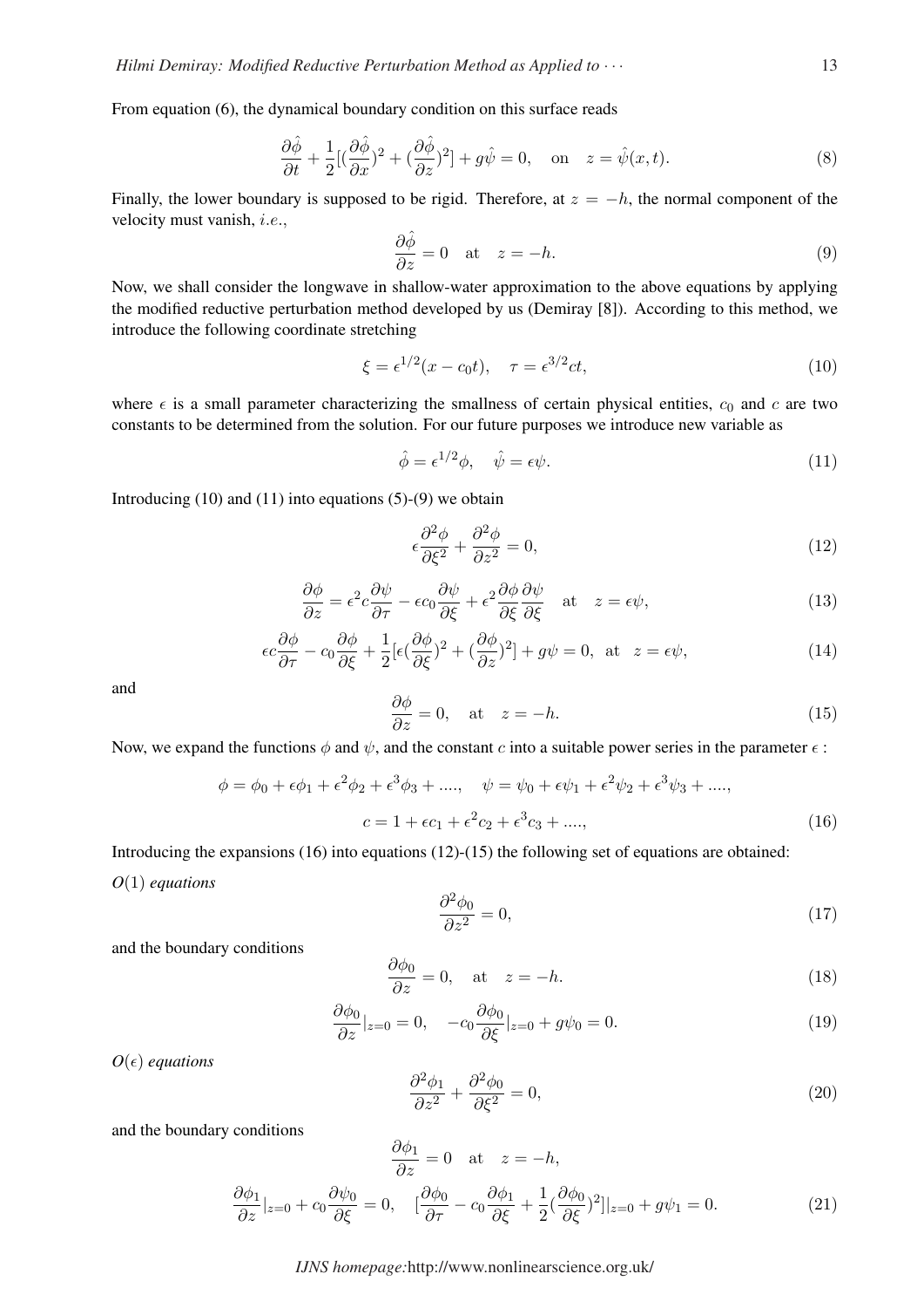From equation (6), the dynamical boundary condition on this surface reads

$$\frac{\partial \hat{\phi}}{\partial t} + \frac{1}{2}[(\frac{\partial \hat{\phi}}{\partial x})^2 + (\frac{\partial \hat{\phi}}{\partial z})^2] + g\hat{\psi} = 0, \quad \text{on} \quad z = \hat{\psi}(x,t). \tag{8}$$

Finally, the lower boundary is supposed to be rigid. Therefore, at $z = -h$, the normal component of the velocity must vanish, *i.e.*,

$$\frac{\partial \hat{\phi}}{\partial z} = 0 \quad \text{at} \quad z = -h. \tag{9}$$

Now, we shall consider the longwave in shallow-water approximation to the above equations by applying the modified reductive perturbation method developed by us (Demiray [8]). According to this method, we introduce the following coordinate stretching

$$\xi = \epsilon^{1/2}(x - c_0 t), \quad \tau = \epsilon^{3/2} ct, \tag{10}$$

where $\epsilon$ is a small parameter characterizing the smallness of certain physical entities, $c_0$ and $c$ are two constants to be determined from the solution. For our future purposes we introduce new variable as

$$\hat{\phi} = \epsilon^{1/2}\phi, \quad \hat{\psi} = \epsilon\psi. \tag{11}$$

Introducing (10) and (11) into equations (5)-(9) we obtain

$$\epsilon\frac{\partial^2 \phi}{\partial \xi^2} + \frac{\partial^2 \phi}{\partial z^2} = 0, \tag{12}$$

$$\frac{\partial \phi}{\partial z} = \epsilon^2 c\frac{\partial \psi}{\partial \tau} - \epsilon c_0\frac{\partial \psi}{\partial \xi} + \epsilon^2\frac{\partial \phi}{\partial \xi}\frac{\partial \psi}{\partial \xi} \quad \text{at} \quad z = \epsilon\psi, \tag{13}$$

$$\epsilon c\frac{\partial \phi}{\partial \tau} - c_0\frac{\partial \phi}{\partial \xi} + \frac{1}{2}[\epsilon(\frac{\partial \phi}{\partial \xi})^2 + (\frac{\partial \phi}{\partial z})^2] + g\psi = 0, \ \text{at} \ \ z = \epsilon\psi, \tag{14}$$

and

$$\frac{\partial \phi}{\partial z} = 0, \quad \text{at} \quad z = -h. \tag{15}$$

Now, we expand the functions $\phi$ and $\psi$, and the constant $c$ into a suitable power series in the parameter $\epsilon$ :

$$\phi = \phi_0 + \epsilon\phi_1 + \epsilon^2\phi_2 + \epsilon^3\phi_3 + ...., \quad \psi = \psi_0 + \epsilon\psi_1 + \epsilon^2\psi_2 + \epsilon^3\psi_3 + ....,$$
$$c = 1 + \epsilon c_1 + \epsilon^2 c_2 + \epsilon^3 c_3 + ...., \tag{16}$$

Introducing the expansions (16) into equations (12)-(15) the following set of equations are obtained:

*$O(1)$ equations*

$$\frac{\partial^2 \phi_0}{\partial z^2} = 0, \tag{17}$$

and the boundary conditions

$$\frac{\partial \phi_0}{\partial z} = 0, \quad \text{at} \quad z = -h. \tag{18}$$

$$\frac{\partial \phi_0}{\partial z}|_{z=0} = 0, \quad -c_0\frac{\partial \phi_0}{\partial \xi}|_{z=0} + g\psi_0 = 0. \tag{19}$$

*$O(\epsilon)$ equations*

$$\frac{\partial^2 \phi_1}{\partial z^2} + \frac{\partial^2 \phi_0}{\partial \xi^2} = 0, \tag{20}$$

and the boundary conditions

$$\frac{\partial \phi_1}{\partial z} = 0 \quad \text{at} \quad z = -h,$$

$$\frac{\partial \phi_1}{\partial z}|_{z=0} + c_0\frac{\partial \psi_0}{\partial \xi} = 0, \quad [\frac{\partial \phi_0}{\partial \tau} - c_0\frac{\partial \phi_1}{\partial \xi} + \frac{1}{2}(\frac{\partial \phi_0}{\partial \xi})^2]|_{z=0} + g\psi_1 = 0. \tag{21}$$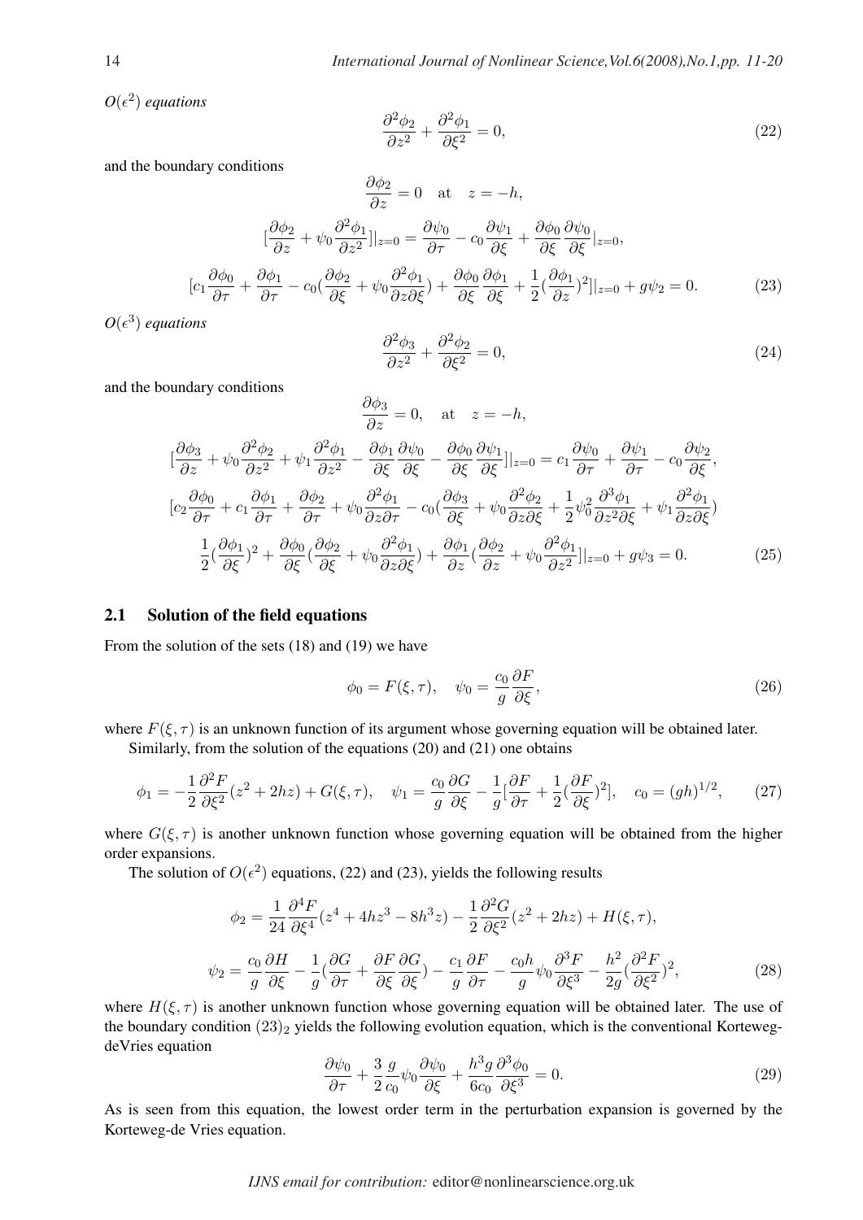*$O(\epsilon^2)$ equations*

$$\frac{\partial^2\phi_2}{\partial z^2} + \frac{\partial^2\phi_1}{\partial \xi^2} = 0, \tag{22}$$

and the boundary conditions

$$\frac{\partial\phi_2}{\partial z} = 0 \quad \text{at} \quad z = -h,$$

$$[\frac{\partial\phi_2}{\partial z} + \psi_0\frac{\partial^2\phi_1}{\partial z^2}]|_{z=0} = \frac{\partial\psi_0}{\partial\tau} - c_0\frac{\partial\psi_1}{\partial\xi} + \frac{\partial\phi_0}{\partial\xi}\frac{\partial\psi_0}{\partial\xi}|_{z=0},$$

$$[c_1\frac{\partial\phi_0}{\partial\tau} + \frac{\partial\phi_1}{\partial\tau} - c_0(\frac{\partial\phi_2}{\partial\xi} + \psi_0\frac{\partial^2\phi_1}{\partial z\partial\xi}) + \frac{\partial\phi_0}{\partial\xi}\frac{\partial\phi_1}{\partial\xi} + \frac{1}{2}(\frac{\partial\phi_1}{\partial z})^2]|_{z=0} + g\psi_2 = 0. \tag{23}$$

*$O(\epsilon^3)$ equations*

$$\frac{\partial^2\phi_3}{\partial z^2} + \frac{\partial^2\phi_2}{\partial \xi^2} = 0, \tag{24}$$

and the boundary conditions

$$\frac{\partial\phi_3}{\partial z} = 0, \quad \text{at} \quad z = -h,$$

$$[\frac{\partial\phi_3}{\partial z} + \psi_0\frac{\partial^2\phi_2}{\partial z^2} + \psi_1\frac{\partial^2\phi_1}{\partial z^2} - \frac{\partial\phi_1}{\partial\xi}\frac{\partial\psi_0}{\partial\xi} - \frac{\partial\phi_0}{\partial\xi}\frac{\partial\psi_1}{\partial\xi}]|_{z=0} = c_1\frac{\partial\psi_0}{\partial\tau} + \frac{\partial\psi_1}{\partial\tau} - c_0\frac{\partial\psi_2}{\partial\xi},$$

$$[c_2\frac{\partial\phi_0}{\partial\tau} + c_1\frac{\partial\phi_1}{\partial\tau} + \frac{\partial\phi_2}{\partial\tau} + \psi_0\frac{\partial^2\phi_1}{\partial z\partial\tau} - c_0(\frac{\partial\phi_3}{\partial\xi} + \psi_0\frac{\partial^2\phi_2}{\partial z\partial\xi} + \frac{1}{2}\psi_0^2\frac{\partial^3\phi_1}{\partial z^2\partial\xi} + \psi_1\frac{\partial^2\phi_1}{\partial z\partial\xi})$$

$$\frac{1}{2}(\frac{\partial\phi_1}{\partial\xi})^2 + \frac{\partial\phi_0}{\partial\xi}(\frac{\partial\phi_2}{\partial\xi} + \psi_0\frac{\partial^2\phi_1}{\partial z\partial\xi}) + \frac{\partial\phi_1}{\partial z}(\frac{\partial\phi_2}{\partial z} + \psi_0\frac{\partial^2\phi_1}{\partial z^2}]|_{z=0} + g\psi_3 = 0. \tag{25}$$

## 2.1 Solution of the field equations

From the solution of the sets (18) and (19) we have

$$\phi_0 = F(\xi,\tau), \quad \psi_0 = \frac{c_0}{g}\frac{\partial F}{\partial\xi}, \tag{26}$$

where $F(\xi,\tau)$ is an unknown function of its argument whose governing equation will be obtained later.

Similarly, from the solution of the equations (20) and (21) one obtains

$$\phi_1 = -\frac{1}{2}\frac{\partial^2 F}{\partial\xi^2}(z^2 + 2hz) + G(\xi,\tau), \quad \psi_1 = \frac{c_0}{g}\frac{\partial G}{\partial\xi} - \frac{1}{g}[\frac{\partial F}{\partial\tau} + \frac{1}{2}(\frac{\partial F}{\partial\xi})^2], \quad c_0 = (gh)^{1/2}, \tag{27}$$

where $G(\xi,\tau)$ is another unknown function whose governing equation will be obtained from the higher order expansions.

The solution of $O(\epsilon^2)$ equations, (22) and (23), yields the following results

$$\phi_2 = \frac{1}{24}\frac{\partial^4 F}{\partial\xi^4}(z^4 + 4hz^3 - 8h^3 z) - \frac{1}{2}\frac{\partial^2 G}{\partial\xi^2}(z^2 + 2hz) + H(\xi,\tau),$$

$$\psi_2 = \frac{c_0}{g}\frac{\partial H}{\partial\xi} - \frac{1}{g}(\frac{\partial G}{\partial\tau} + \frac{\partial F}{\partial\xi}\frac{\partial G}{\partial\xi}) - \frac{c_1}{g}\frac{\partial F}{\partial\tau} - \frac{c_0 h}{g}\psi_0\frac{\partial^3 F}{\partial\xi^3} - \frac{h^2}{2g}(\frac{\partial^2 F}{\partial\xi^2})^2, \tag{28}$$

where $H(\xi,\tau)$ is another unknown function whose governing equation will be obtained later. The use of the boundary condition $(23)_2$ yields the following evolution equation, which is the conventional Korteweg-deVries equation

$$\frac{\partial\psi_0}{\partial\tau} + \frac{3}{2}\frac{g}{c_0}\psi_0\frac{\partial\psi_0}{\partial\xi} + \frac{h^3 g}{6c_0}\frac{\partial^3\phi_0}{\partial\xi^3} = 0. \tag{29}$$

As is seen from this equation, the lowest order term in the perturbation expansion is governed by the Korteweg-de Vries equation.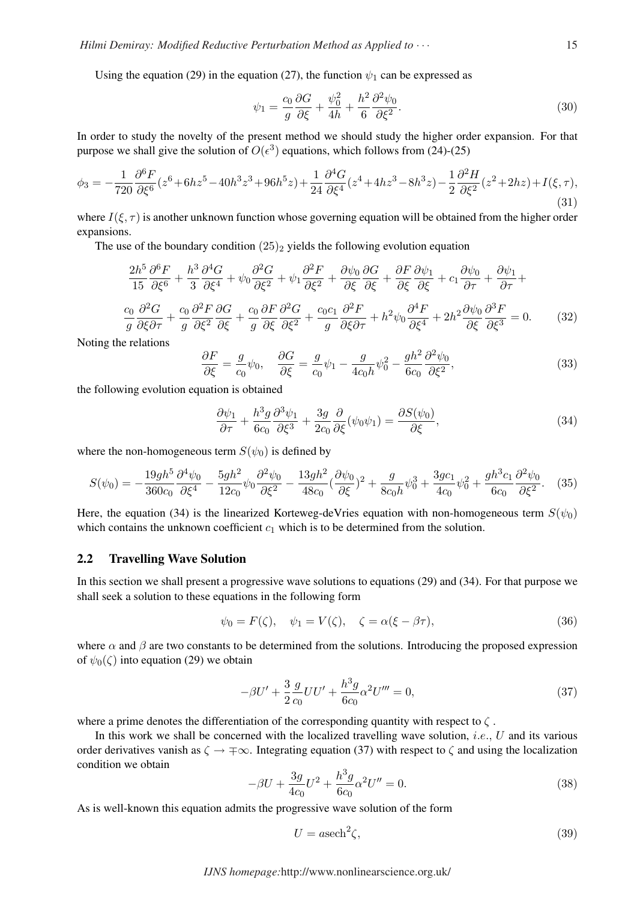Using the equation (29) in the equation (27), the function $\psi_1$ can be expressed as

$$\psi_1 = \frac{c_0}{g}\frac{\partial G}{\partial \xi} + \frac{\psi_0^2}{4h} + \frac{h^2}{6}\frac{\partial^2 \psi_0}{\partial \xi^2}. \tag{30}$$

In order to study the novelty of the present method we should study the higher order expansion. For that purpose we shall give the solution of $O(\epsilon^3)$ equations, which follows from (24)-(25)

$$\phi_3 = -\frac{1}{720}\frac{\partial^6 F}{\partial \xi^6}(z^6+6hz^5-40h^3z^3+96h^5z)+\frac{1}{24}\frac{\partial^4 G}{\partial \xi^4}(z^4+4hz^3-8h^3z)-\frac{1}{2}\frac{\partial^2 H}{\partial \xi^2}(z^2+2hz)+I(\xi,\tau), \tag{31}$$

where $I(\xi,\tau)$ is another unknown function whose governing equation will be obtained from the higher order expansions.

The use of the boundary condition $(25)_2$ yields the following evolution equation

$$\begin{aligned}
&\frac{2h^5}{15}\frac{\partial^6 F}{\partial \xi^6} + \frac{h^3}{3}\frac{\partial^4 G}{\partial \xi^4} + \psi_0\frac{\partial^2 G}{\partial \xi^2} + \psi_1\frac{\partial^2 F}{\partial \xi^2} + \frac{\partial \psi_0}{\partial \xi}\frac{\partial G}{\partial \xi} + \frac{\partial F}{\partial \xi}\frac{\partial \psi_1}{\partial \xi} + c_1\frac{\partial \psi_0}{\partial \tau} + \frac{\partial \psi_1}{\partial \tau} + \\
&\frac{c_0}{g}\frac{\partial^2 G}{\partial \xi \partial \tau} + \frac{c_0}{g}\frac{\partial^2 F}{\partial \xi^2}\frac{\partial G}{\partial \xi} + \frac{c_0}{g}\frac{\partial F}{\partial \xi}\frac{\partial^2 G}{\partial \xi^2} + \frac{c_0 c_1}{g}\frac{\partial^2 F}{\partial \xi \partial \tau} + h^2\psi_0\frac{\partial^4 F}{\partial \xi^4} + 2h^2\frac{\partial \psi_0}{\partial \xi}\frac{\partial^3 F}{\partial \xi^3} = 0.
\end{aligned} \tag{32}$$

Noting the relations

$$\frac{\partial F}{\partial \xi} = \frac{g}{c_0}\psi_0, \quad \frac{\partial G}{\partial \xi} = \frac{g}{c_0}\psi_1 - \frac{g}{4c_0 h}\psi_0^2 - \frac{gh^2}{6c_0}\frac{\partial^2 \psi_0}{\partial \xi^2}, \tag{33}$$

the following evolution equation is obtained

$$\frac{\partial \psi_1}{\partial \tau} + \frac{h^3 g}{6c_0}\frac{\partial^3 \psi_1}{\partial \xi^3} + \frac{3g}{2c_0}\frac{\partial}{\partial \xi}(\psi_0\psi_1) = \frac{\partial S(\psi_0)}{\partial \xi}, \tag{34}$$

where the non-homogeneous term $S(\psi_0)$ is defined by

$$S(\psi_0) = -\frac{19gh^5}{360c_0}\frac{\partial^4 \psi_0}{\partial \xi^4} - \frac{5gh^2}{12c_0}\psi_0\frac{\partial^2 \psi_0}{\partial \xi^2} - \frac{13gh^2}{48c_0}(\frac{\partial \psi_0}{\partial \xi})^2 + \frac{g}{8c_0 h}\psi_0^3 + \frac{3gc_1}{4c_0}\psi_0^2 + \frac{gh^3c_1}{6c_0}\frac{\partial^2 \psi_0}{\partial \xi^2}. \tag{35}$$

Here, the equation (34) is the linearized Korteweg-deVries equation with non-homogeneous term $S(\psi_0)$ which contains the unknown coefficient $c_1$ which is to be determined from the solution.

## 2.2 Travelling Wave Solution

In this section we shall present a progressive wave solutions to equations (29) and (34). For that purpose we shall seek a solution to these equations in the following form

$$\psi_0 = F(\zeta), \quad \psi_1 = V(\zeta), \quad \zeta = \alpha(\xi - \beta\tau), \tag{36}$$

where $\alpha$ and $\beta$ are two constants to be determined from the solutions. Introducing the proposed expression of $\psi_0(\zeta)$ into equation (29) we obtain

$$-\beta U' + \frac{3}{2}\frac{g}{c_0}UU' + \frac{h^3 g}{6c_0}\alpha^2 U''' = 0, \tag{37}$$

where a prime denotes the differentiation of the corresponding quantity with respect to $\zeta$ .

In this work we shall be concerned with the localized travelling wave solution, *i.e.*, $U$ and its various order derivatives vanish as $\zeta \to \mp\infty$. Integrating equation (37) with respect to $\zeta$ and using the localization condition we obtain

$$-\beta U + \frac{3g}{4c_0}U^2 + \frac{h^3 g}{6c_0}\alpha^2 U'' = 0. \tag{38}$$

As is well-known this equation admits the progressive wave solution of the form

$$U = a\,\text{sech}^2\zeta, \tag{39}$$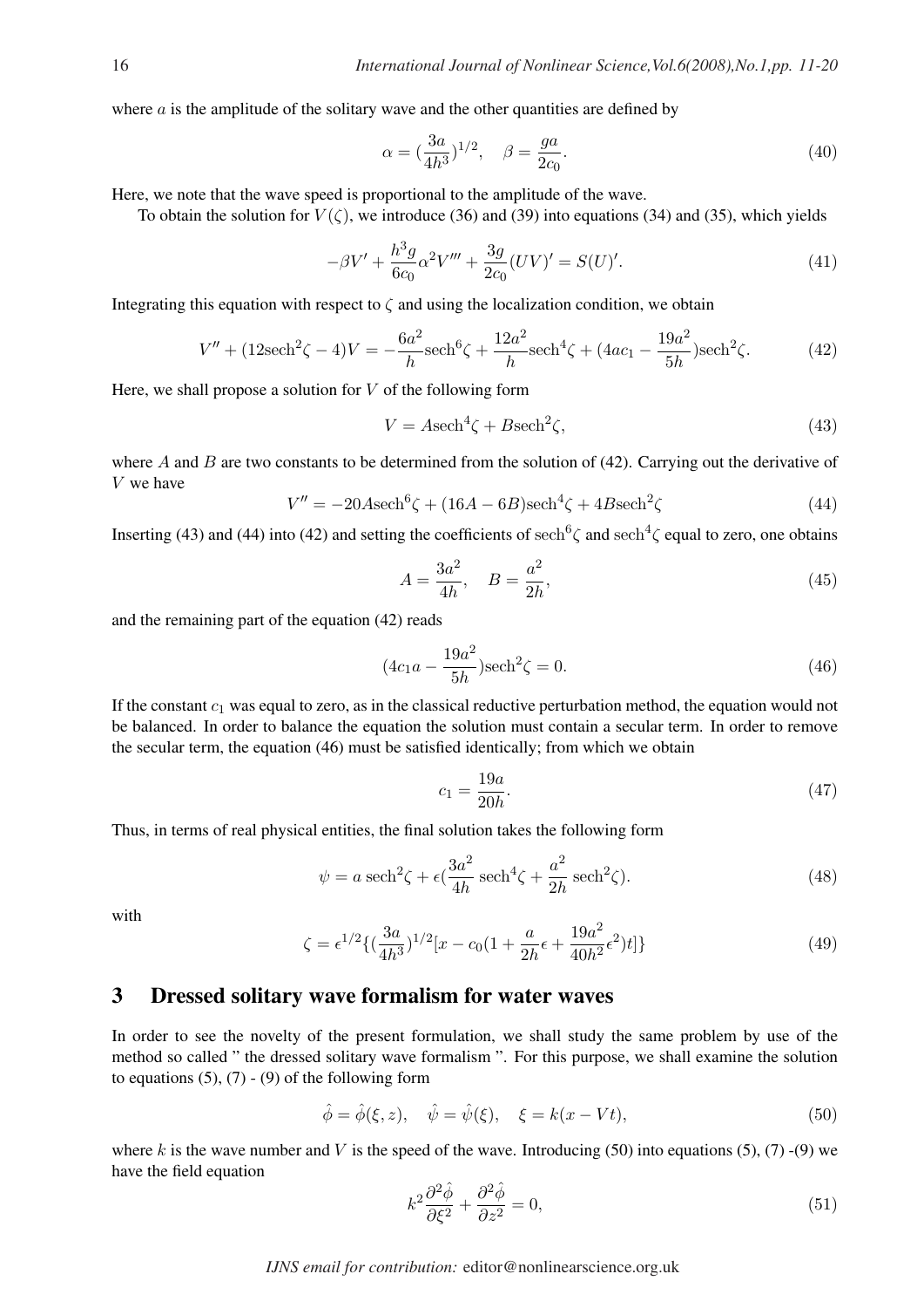where $a$ is the amplitude of the solitary wave and the other quantities are defined by

$$\alpha = (\frac{3a}{4h^3})^{1/2}, \quad \beta = \frac{ga}{2c_0}. \tag{40}$$

Here, we note that the wave speed is proportional to the amplitude of the wave.

To obtain the solution for $V(\zeta)$, we introduce (36) and (39) into equations (34) and (35), which yields

$$-\beta V' + \frac{h^3 g}{6c_0}\alpha^2 V''' + \frac{3g}{2c_0}(UV)' = S(U)'. \tag{41}$$

Integrating this equation with respect to $\zeta$ and using the localization condition, we obtain

$$V'' + (12\text{sech}^2\zeta - 4)V = -\frac{6a^2}{h}\text{sech}^6\zeta + \frac{12a^2}{h}\text{sech}^4\zeta + (4ac_1 - \frac{19a^2}{5h})\text{sech}^2\zeta. \tag{42}$$

Here, we shall propose a solution for $V$ of the following form

$$V = A\text{sech}^4\zeta + B\text{sech}^2\zeta, \tag{43}$$

where $A$ and $B$ are two constants to be determined from the solution of (42). Carrying out the derivative of $V$ we have

$$V'' = -20A\text{sech}^6\zeta + (16A - 6B)\text{sech}^4\zeta + 4B\text{sech}^2\zeta \tag{44}$$

Inserting (43) and (44) into (42) and setting the coefficients of $\text{sech}^6\zeta$ and $\text{sech}^4\zeta$ equal to zero, one obtains

$$A = \frac{3a^2}{4h}, \quad B = \frac{a^2}{2h}, \tag{45}$$

and the remaining part of the equation (42) reads

$$(4c_1 a - \frac{19a^2}{5h})\text{sech}^2\zeta = 0. \tag{46}$$

If the constant $c_1$ was equal to zero, as in the classical reductive perturbation method, the equation would not be balanced. In order to balance the equation the solution must contain a secular term. In order to remove the secular term, the equation (46) must be satisfied identically; from which we obtain

$$c_1 = \frac{19a}{20h}. \tag{47}$$

Thus, in terms of real physical entities, the final solution takes the following form

$$\psi = a\,\text{sech}^2\zeta + \epsilon(\frac{3a^2}{4h}\,\text{sech}^4\zeta + \frac{a^2}{2h}\,\text{sech}^2\zeta). \tag{48}$$

with

$$\zeta = \epsilon^{1/2}\{(\frac{3a}{4h^3})^{1/2}[x - c_0(1 + \frac{a}{2h}\epsilon + \frac{19a^2}{40h^2}\epsilon^2)t]\} \tag{49}$$

## 3 Dressed solitary wave formalism for water waves

In order to see the novelty of the present formulation, we shall study the same problem by use of the method so called " the dressed solitary wave formalism ". For this purpose, we shall examine the solution to equations (5), (7) - (9) of the following form

$$\hat{\phi} = \hat{\phi}(\xi, z), \quad \hat{\psi} = \hat{\psi}(\xi), \quad \xi = k(x - Vt), \tag{50}$$

where $k$ is the wave number and $V$ is the speed of the wave. Introducing (50) into equations (5), (7) -(9) we have the field equation

$$k^2\frac{\partial^2\hat{\phi}}{\partial\xi^2} + \frac{\partial^2\hat{\phi}}{\partial z^2} = 0, \tag{51}$$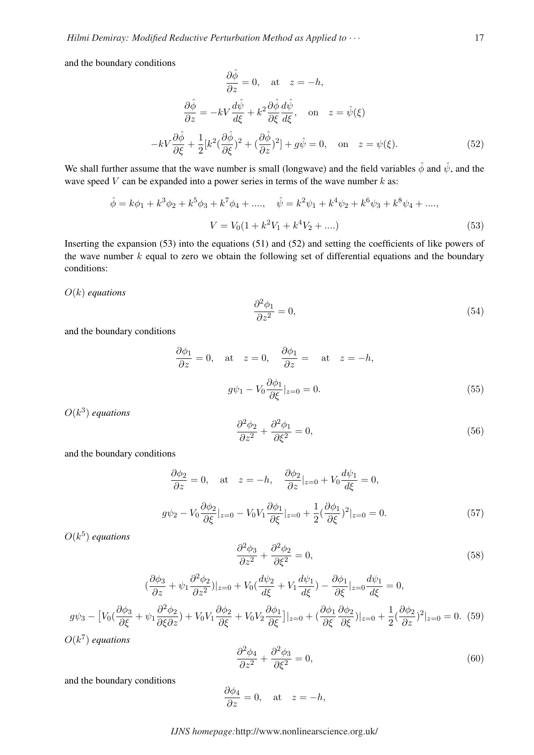and the boundary conditions

$$
\frac{\partial \hat{\phi}}{\partial z} = 0, \quad \text{at} \quad z = -h,
$$

$$
\frac{\partial \hat{\phi}}{\partial z} = -kV\frac{d\hat{\psi}}{d\xi} + k^2 \frac{\partial \hat{\phi}}{\partial \xi}\frac{d\hat{\psi}}{d\xi}, \quad \text{on} \quad z = \hat{\psi}(\xi)
$$

$$
-kV\frac{\partial \hat{\phi}}{\partial \xi} + \frac{1}{2}[k^2(\frac{\partial \hat{\phi}}{\partial \xi})^2 + (\frac{\partial \hat{\phi}}{\partial z})^2] + g\hat{\psi} = 0, \quad \text{on} \quad z = \psi(\xi). \tag{52}
$$

We shall further assume that the wave number is small (longwave) and the field variables $\hat{\phi}$ and $\hat{\psi}$, and the wave speed $V$ can be expanded into a power series in terms of the wave number $k$ as:

$$
\hat{\phi} = k\phi_1 + k^3\phi_2 + k^5\phi_3 + k^7\phi_4 + ...., \quad \hat{\psi} = k^2\psi_1 + k^4\psi_2 + k^6\psi_3 + k^8\psi_4 + ....,
$$

$$
V = V_0(1 + k^2V_1 + k^4V_2 + ....) \tag{53}
$$

Inserting the expansion (53) into the equations (51) and (52) and setting the coefficients of like powers of the wave number $k$ equal to zero we obtain the following set of differential equations and the boundary conditions:

*$O(k)$ equations*

$$
\frac{\partial^2 \phi_1}{\partial z^2} = 0, \tag{54}
$$

and the boundary conditions

$$
\frac{\partial \phi_1}{\partial z} = 0, \quad \text{at} \quad z = 0, \quad \frac{\partial \phi_1}{\partial z} = \quad \text{at} \quad z = -h,
$$

$$
g\psi_1 - V_0\frac{\partial \phi_1}{\partial \xi}|_{z=0} = 0. \tag{55}
$$

*$O(k^3)$ equations*

$$
\frac{\partial^2 \phi_2}{\partial z^2} + \frac{\partial^2 \phi_1}{\partial \xi^2} = 0, \tag{56}
$$

and the boundary conditions

$$
\frac{\partial \phi_2}{\partial z} = 0, \quad \text{at} \quad z = -h, \quad \frac{\partial \phi_2}{\partial z}|_{z=0} + V_0\frac{d\psi_1}{d\xi} = 0,
$$

$$
g\psi_2 - V_0\frac{\partial \phi_2}{\partial \xi}|_{z=0} - V_0V_1\frac{\partial \phi_1}{\partial \xi}|_{z=0} + \frac{1}{2}(\frac{\partial \phi_1}{\partial \xi})^2|_{z=0} = 0. \tag{57}
$$

*$O(k^5)$ equations*

$$
\frac{\partial^2 \phi_3}{\partial z^2} + \frac{\partial^2 \phi_2}{\partial \xi^2} = 0, \tag{58}
$$

$$
(\frac{\partial \phi_3}{\partial z} + \psi_1\frac{\partial^2 \phi_2}{\partial z^2})|_{z=0} + V_0(\frac{d\psi_2}{d\xi} + V_1\frac{d\psi_1}{d\xi}) - \frac{\partial \phi_1}{\partial \xi}|_{z=0}\frac{d\psi_1}{d\xi} = 0,
$$

$$
g\psi_3 - \left[V_0(\frac{\partial \phi_3}{\partial \xi} + \psi_1\frac{\partial^2 \phi_2}{\partial \xi \partial z}) + V_0V_1\frac{\partial \phi_2}{\partial \xi} + V_0V_2\frac{\partial \phi_1}{\partial \xi}\right]|_{z=0} + (\frac{\partial \phi_1}{\partial \xi}\frac{\partial \phi_2}{\partial \xi})|_{z=0} + \frac{1}{2}(\frac{\partial \phi_2}{\partial z})^2|_{z=0} = 0. \tag{59}
$$

*$O(k^7)$ equations*

$$
\frac{\partial^2 \phi_4}{\partial z^2} + \frac{\partial^2 \phi_3}{\partial \xi^2} = 0, \tag{60}
$$

and the boundary conditions

$$
\frac{\partial \phi_4}{\partial z} = 0, \quad \text{at} \quad z = -h,
$$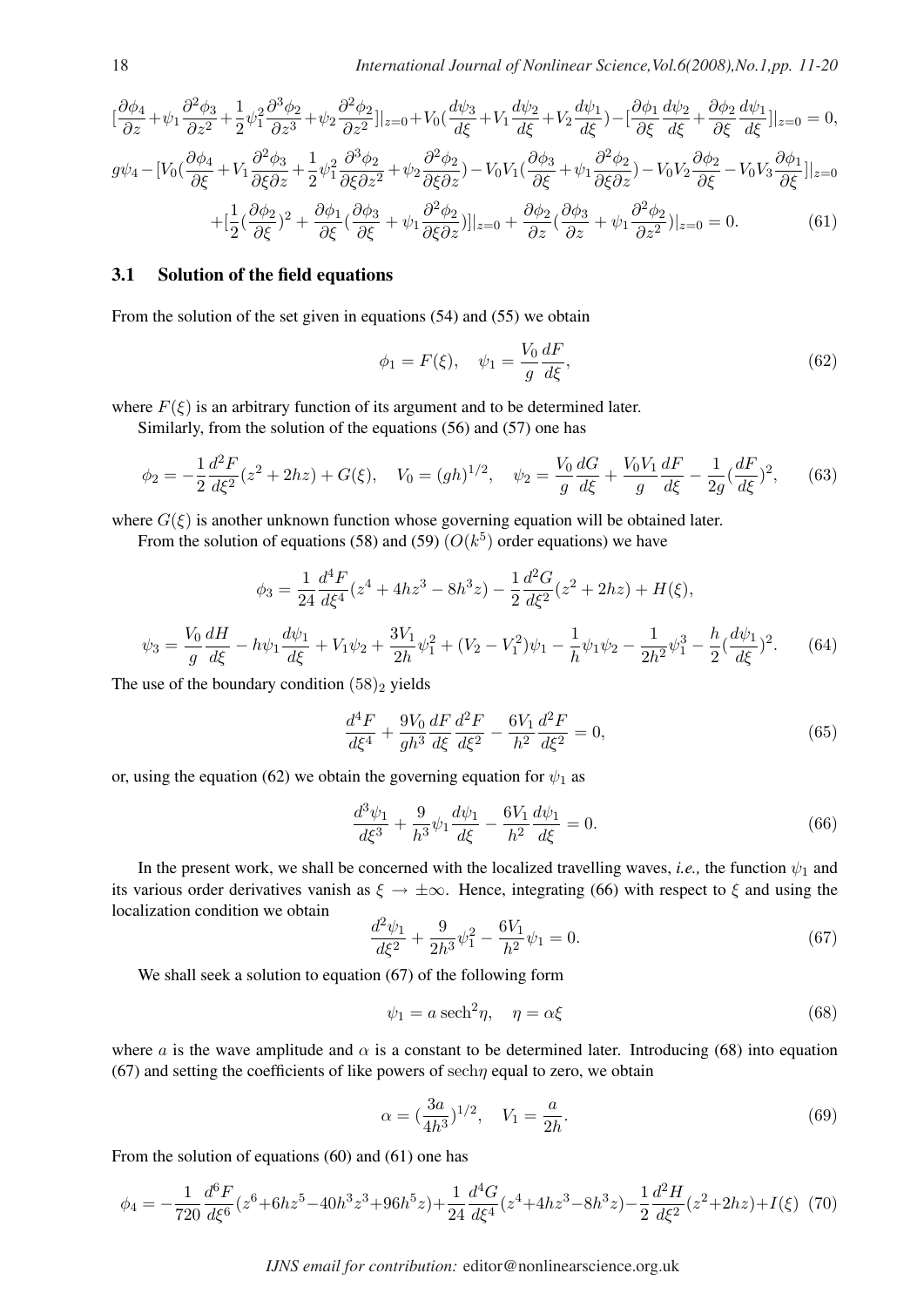$$[\frac{\partial\phi_4}{\partial z}+\psi_1\frac{\partial^2\phi_3}{\partial z^2}+\frac{1}{2}\psi_1^2\frac{\partial^3\phi_2}{\partial z^3}+\psi_2\frac{\partial^2\phi_2}{\partial z^2}]|_{z=0}+V_0(\frac{d\psi_3}{d\xi}+V_1\frac{d\psi_2}{d\xi}+V_2\frac{d\psi_1}{d\xi})-[\frac{\partial\phi_1}{\partial\xi}\frac{d\psi_2}{d\xi}+\frac{\partial\phi_2}{\partial\xi}\frac{d\psi_1}{d\xi}]|_{z=0}=0,$$

$$g\psi_4-[V_0(\frac{\partial\phi_4}{\partial\xi}+V_1\frac{\partial^2\phi_3}{\partial\xi\partial z}+\frac{1}{2}\psi_1^2\frac{\partial^3\phi_2}{\partial\xi\partial z^2}+\psi_2\frac{\partial^2\phi_2}{\partial\xi\partial z})-V_0V_1(\frac{\partial\phi_3}{\partial\xi}+\psi_1\frac{\partial^2\phi_2}{\partial\xi\partial z})-V_0V_2\frac{\partial\phi_2}{\partial\xi}-V_0V_3\frac{\partial\phi_1}{\partial\xi}]|_{z=0}$$
$$+[\frac{1}{2}(\frac{\partial\phi_2}{\partial\xi})^2+\frac{\partial\phi_1}{\partial\xi}(\frac{\partial\phi_3}{\partial\xi}+\psi_1\frac{\partial^2\phi_2}{\partial\xi\partial z})]|_{z=0}+\frac{\partial\phi_2}{\partial z}(\frac{\partial\phi_3}{\partial z}+\psi_1\frac{\partial^2\phi_2}{\partial z^2})|_{z=0}=0. \tag{61}$$

### 3.1 Solution of the field equations

From the solution of the set given in equations (54) and (55) we obtain

$$\phi_1=F(\xi),\quad \psi_1=\frac{V_0}{g}\frac{dF}{d\xi}, \tag{62}$$

where $F(\xi)$ is an arbitrary function of its argument and to be determined later.

Similarly, from the solution of the equations (56) and (57) one has

$$\phi_2=-\frac{1}{2}\frac{d^2F}{d\xi^2}(z^2+2hz)+G(\xi),\quad V_0=(gh)^{1/2},\quad \psi_2=\frac{V_0}{g}\frac{dG}{d\xi}+\frac{V_0V_1}{g}\frac{dF}{d\xi}-\frac{1}{2g}(\frac{dF}{d\xi})^2, \tag{63}$$

where $G(\xi)$ is another unknown function whose governing equation will be obtained later.

From the solution of equations (58) and (59) ($O(k^5)$ order equations) we have

$$\phi_3=\frac{1}{24}\frac{d^4F}{d\xi^4}(z^4+4hz^3-8h^3z)-\frac{1}{2}\frac{d^2G}{d\xi^2}(z^2+2hz)+H(\xi),$$

$$\psi_3=\frac{V_0}{g}\frac{dH}{d\xi}-h\psi_1\frac{d\psi_1}{d\xi}+V_1\psi_2+\frac{3V_1}{2h}\psi_1^2+(V_2-V_1^2)\psi_1-\frac{1}{h}\psi_1\psi_2-\frac{1}{2h^2}\psi_1^3-\frac{h}{2}(\frac{d\psi_1}{d\xi})^2. \tag{64}$$

The use of the boundary condition $(58)_2$ yields

$$\frac{d^4F}{d\xi^4}+\frac{9V_0}{gh^3}\frac{dF}{d\xi}\frac{d^2F}{d\xi^2}-\frac{6V_1}{h^2}\frac{d^2F}{d\xi^2}=0, \tag{65}$$

or, using the equation (62) we obtain the governing equation for $\psi_1$ as

$$\frac{d^3\psi_1}{d\xi^3}+\frac{9}{h^3}\psi_1\frac{d\psi_1}{d\xi}-\frac{6V_1}{h^2}\frac{d\psi_1}{d\xi}=0. \tag{66}$$

In the present work, we shall be concerned with the localized travelling waves, *i.e.,* the function $\psi_1$ and its various order derivatives vanish as $\xi\to\pm\infty$. Hence, integrating (66) with respect to $\xi$ and using the localization condition we obtain

$$\frac{d^2\psi_1}{d\xi^2}+\frac{9}{2h^3}\psi_1^2-\frac{6V_1}{h^2}\psi_1=0. \tag{67}$$

We shall seek a solution to equation (67) of the following form

$$\psi_1=a\,\mathrm{sech}^2\eta,\quad \eta=\alpha\xi \tag{68}$$

where $a$ is the wave amplitude and $\alpha$ is a constant to be determined later. Introducing (68) into equation (67) and setting the coefficients of like powers of $\mathrm{sech}\eta$ equal to zero, we obtain

$$\alpha=(\frac{3a}{4h^3})^{1/2},\quad V_1=\frac{a}{2h}. \tag{69}$$

From the solution of equations (60) and (61) one has

$$\phi_4=-\frac{1}{720}\frac{d^6F}{d\xi^6}(z^6+6hz^5-40h^3z^3+96h^5z)+\frac{1}{24}\frac{d^4G}{d\xi^4}(z^4+4hz^3-8h^3z)-\frac{1}{2}\frac{d^2H}{d\xi^2}(z^2+2hz)+I(\xi) \tag{70}$$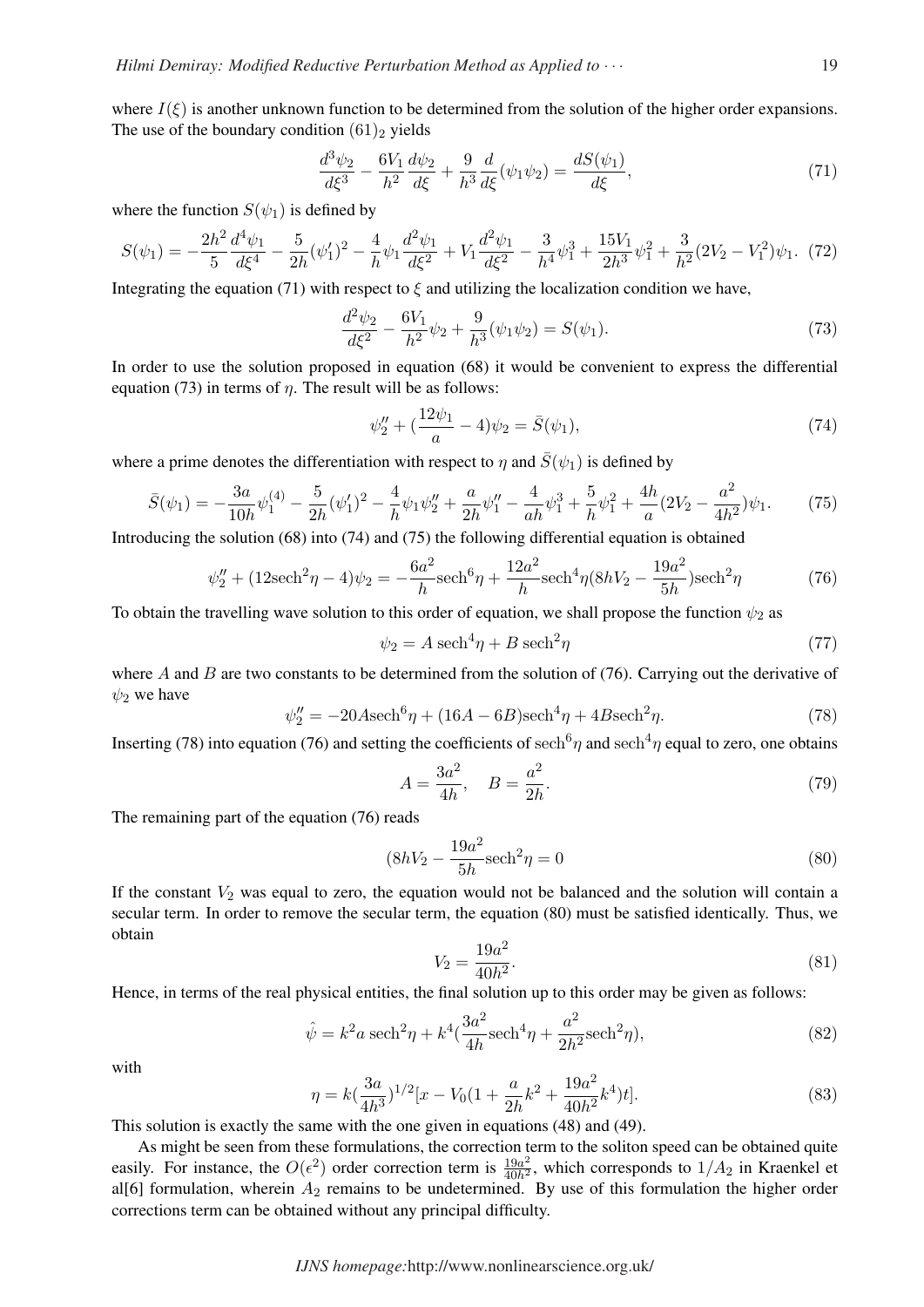where $I(\xi)$ is another unknown function to be determined from the solution of the higher order expansions. The use of the boundary condition $(61)_2$ yields

$$\frac{d^3\psi_2}{d\xi^3} - \frac{6V_1}{h^2}\frac{d\psi_2}{d\xi} + \frac{9}{h^3}\frac{d}{d\xi}(\psi_1\psi_2) = \frac{dS(\psi_1)}{d\xi}, \tag{71}$$

where the function $S(\psi_1)$ is defined by

$$S(\psi_1) = -\frac{2h^2}{5}\frac{d^4\psi_1}{d\xi^4} - \frac{5}{2h}(\psi_1')^2 - \frac{4}{h}\psi_1\frac{d^2\psi_1}{d\xi^2} + V_1\frac{d^2\psi_1}{d\xi^2} - \frac{3}{h^4}\psi_1^3 + \frac{15V_1}{2h^3}\psi_1^2 + \frac{3}{h^2}(2V_2 - V_1^2)\psi_1. \tag{72}$$

Integrating the equation (71) with respect to $\xi$ and utilizing the localization condition we have,

$$\frac{d^2\psi_2}{d\xi^2} - \frac{6V_1}{h^2}\psi_2 + \frac{9}{h^3}(\psi_1\psi_2) = S(\psi_1). \tag{73}$$

In order to use the solution proposed in equation (68) it would be convenient to express the differential equation (73) in terms of $\eta$. The result will be as follows:

$$\psi_2'' + (\frac{12\psi_1}{a} - 4)\psi_2 = \bar{S}(\psi_1), \tag{74}$$

where a prime denotes the differentiation with respect to $\eta$ and $\bar{S}(\psi_1)$ is defined by

$$\bar{S}(\psi_1) = -\frac{3a}{10h}\psi_1^{(4)} - \frac{5}{2h}(\psi_1')^2 - \frac{4}{h}\psi_1\psi_1'' + \frac{a}{2h}\psi_1'' - \frac{4}{ah}\psi_1^3 + \frac{5}{h}\psi_1^2 + \frac{4h}{a}(2V_2 - \frac{a^2}{4h^2})\psi_1. \tag{75}$$

Introducing the solution (68) into (74) and (75) the following differential equation is obtained

$$\psi_2'' + (12\text{sech}^2\eta - 4)\psi_2 = -\frac{6a^2}{h}\text{sech}^6\eta + \frac{12a^2}{h}\text{sech}^4\eta(8hV_2 - \frac{19a^2}{5h})\text{sech}^2\eta \tag{76}$$

To obtain the travelling wave solution to this order of equation, we shall propose the function $\psi_2$ as

$$\psi_2 = A\,\text{sech}^4\eta + B\,\text{sech}^2\eta \tag{77}$$

where $A$ and $B$ are two constants to be determined from the solution of (76). Carrying out the derivative of $\psi_2$ we have

$$\psi_2'' = -20A\text{sech}^6\eta + (16A - 6B)\text{sech}^4\eta + 4B\text{sech}^2\eta. \tag{78}$$

Inserting (78) into equation (76) and setting the coefficients of $\text{sech}^6\eta$ and $\text{sech}^4\eta$ equal to zero, one obtains

$$A = \frac{3a^2}{4h}, \quad B = \frac{a^2}{2h}. \tag{79}$$

The remaining part of the equation (76) reads

$$(8hV_2 - \frac{19a^2}{5h}\text{sech}^2\eta = 0 \tag{80}$$

If the constant $V_2$ was equal to zero, the equation would not be balanced and the solution will contain a secular term. In order to remove the secular term, the equation (80) must be satisfied identically. Thus, we obtain

$$V_2 = \frac{19a^2}{40h^2}. \tag{81}$$

Hence, in terms of the real physical entities, the final solution up to this order may be given as follows:

$$\hat{\psi} = k^2a\,\text{sech}^2\eta + k^4(\frac{3a^2}{4h}\text{sech}^4\eta + \frac{a^2}{2h^2}\text{sech}^2\eta), \tag{82}$$

with

$$\eta = k(\frac{3a}{4h^3})^{1/2}[x - V_0(1 + \frac{a}{2h}k^2 + \frac{19a^2}{40h^2}k^4)t]. \tag{83}$$

This solution is exactly the same with the one given in equations (48) and (49).

As might be seen from these formulations, the correction term to the soliton speed can be obtained quite easily. For instance, the $O(\epsilon^2)$ order correction term is $\frac{19a^2}{40h^2}$, which corresponds to $1/A_2$ in Kraenkel et al[6] formulation, wherein $A_2$ remains to be undetermined. By use of this formulation the higher order corrections term can be obtained without any principal difficulty.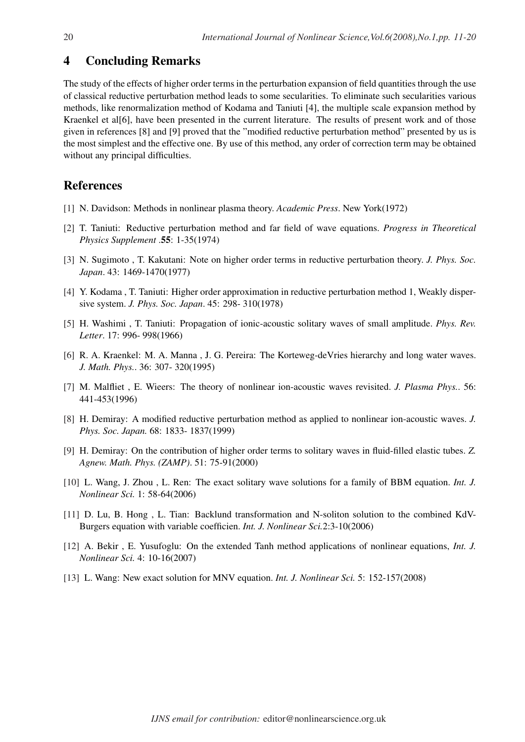## 4 Concluding Remarks

The study of the effects of higher order terms in the perturbation expansion of field quantities through the use of classical reductive perturbation method leads to some secularities. To eliminate such secularities various methods, like renormalization method of Kodama and Taniuti [4], the multiple scale expansion method by Kraenkel et al[6], have been presented in the current literature. The results of present work and of those given in references [8] and [9] proved that the "modified reductive perturbation method" presented by us is the most simplest and the effective one. By use of this method, any order of correction term may be obtained without any principal difficulties.

## References

[1] N. Davidson: Methods in nonlinear plasma theory. *Academic Press*. New York(1972)

[2] T. Taniuti: Reductive perturbation method and far field of wave equations. *Progress in Theoretical Physics Supplement* .**55**: 1-35(1974)

[3] N. Sugimoto , T. Kakutani: Note on higher order terms in reductive perturbation theory. *J. Phys. Soc. Japan*. 43: 1469-1470(1977)

[4] Y. Kodama , T. Taniuti: Higher order approximation in reductive perturbation method 1, Weakly dispersive system. *J. Phys. Soc. Japan*. 45: 298- 310(1978)

[5] H. Washimi , T. Taniuti: Propagation of ionic-acoustic solitary waves of small amplitude. *Phys. Rev. Letter*. 17: 996- 998(1966)

[6] R. A. Kraenkel: M. A. Manna , J. G. Pereira: The Korteweg-deVries hierarchy and long water waves. *J. Math. Phys.*. 36: 307- 320(1995)

[7] M. Malfliet , E. Wieers: The theory of nonlinear ion-acoustic waves revisited. *J. Plasma Phys.*. 56: 441-453(1996)

[8] H. Demiray: A modified reductive perturbation method as applied to nonlinear ion-acoustic waves. *J. Phys. Soc. Japan.* 68: 1833- 1837(1999)

[9] H. Demiray: On the contribution of higher order terms to solitary waves in fluid-filled elastic tubes. *Z. Agnew. Math. Phys. (ZAMP)*. 51: 75-91(2000)

[10] L. Wang, J. Zhou , L. Ren: The exact solitary wave solutions for a family of BBM equation. *Int. J. Nonlinear Sci.* 1: 58-64(2006)

[11] D. Lu, B. Hong , L. Tian: Backlund transformation and N-soliton solution to the combined KdV-Burgers equation with variable coefficien. *Int. J. Nonlinear Sci.*2:3-10(2006)

[12] A. Bekir , E. Yusufoglu: On the extended Tanh method applications of nonlinear equations, *Int. J. Nonlinear Sci.* 4: 10-16(2007)

[13] L. Wang: New exact solution for MNV equation. *Int. J. Nonlinear Sci.* 5: 152-157(2008)